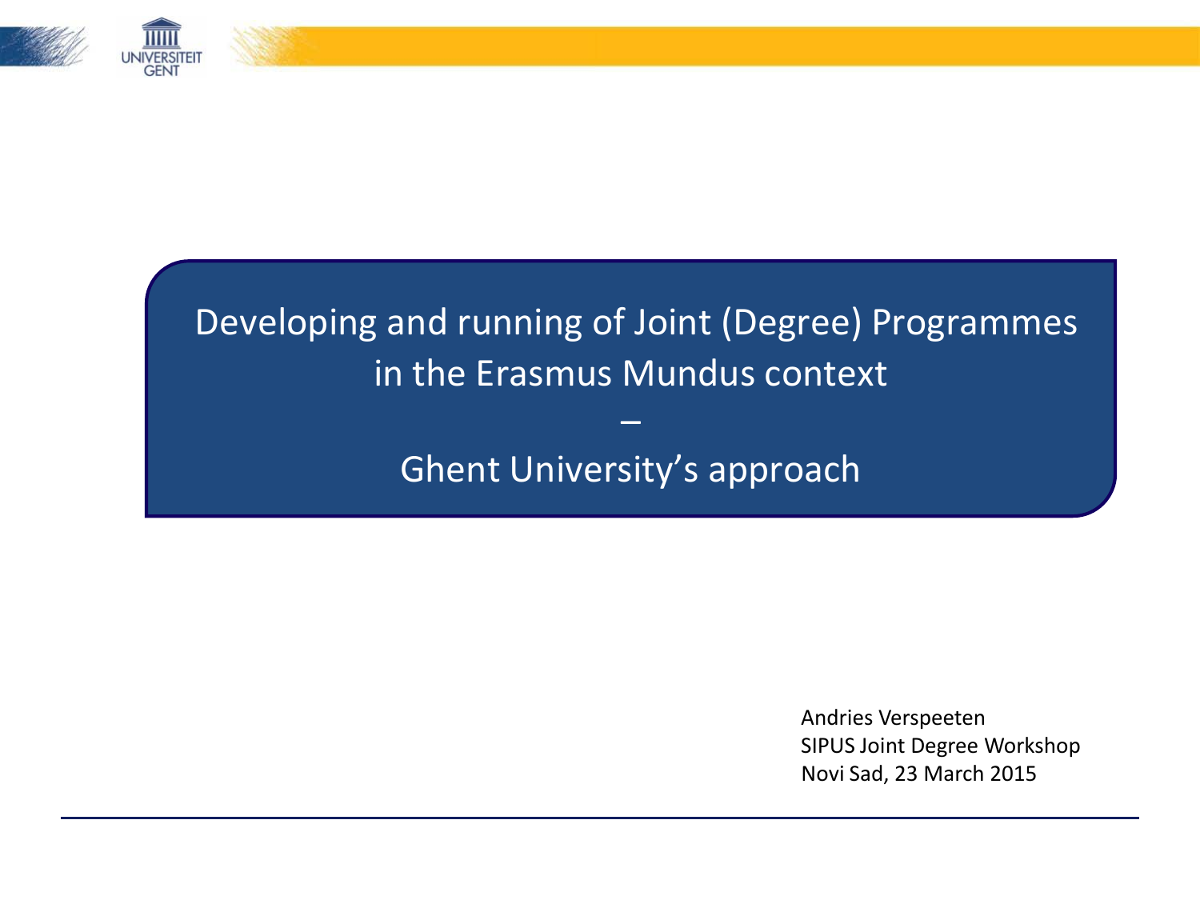# Developing and running of Joint (Degree) Programmes in the Erasmus Mundus context

–

## Ghent University's approach

Andries Verspeeten
SIPUS Joint Degree Workshop
Novi Sad, 23 March 2015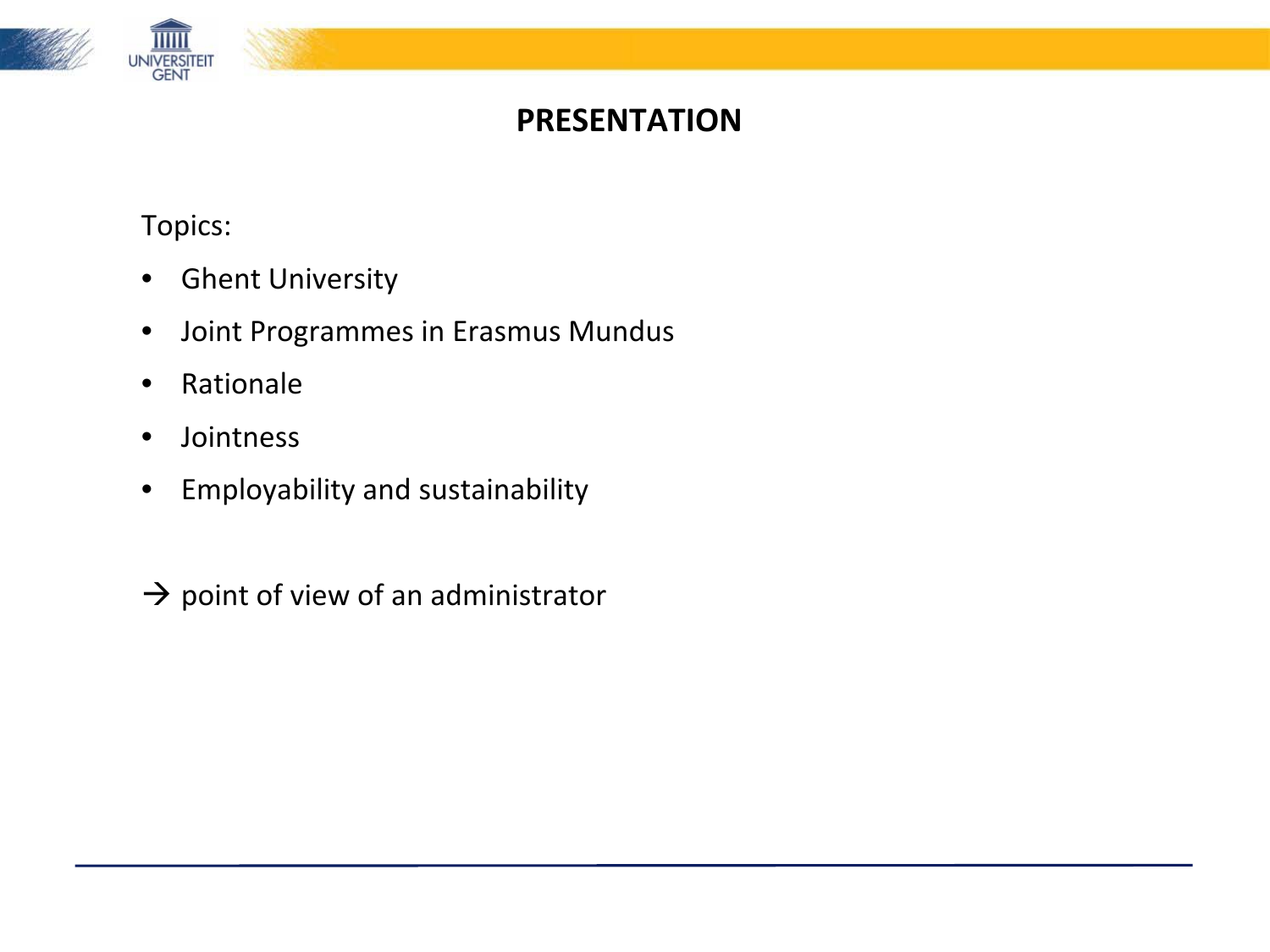# PRESENTATION

Topics:

- Ghent University
- Joint Programmes in Erasmus Mundus
- Rationale
- Jointness
- Employability and sustainability

→ point of view of an administrator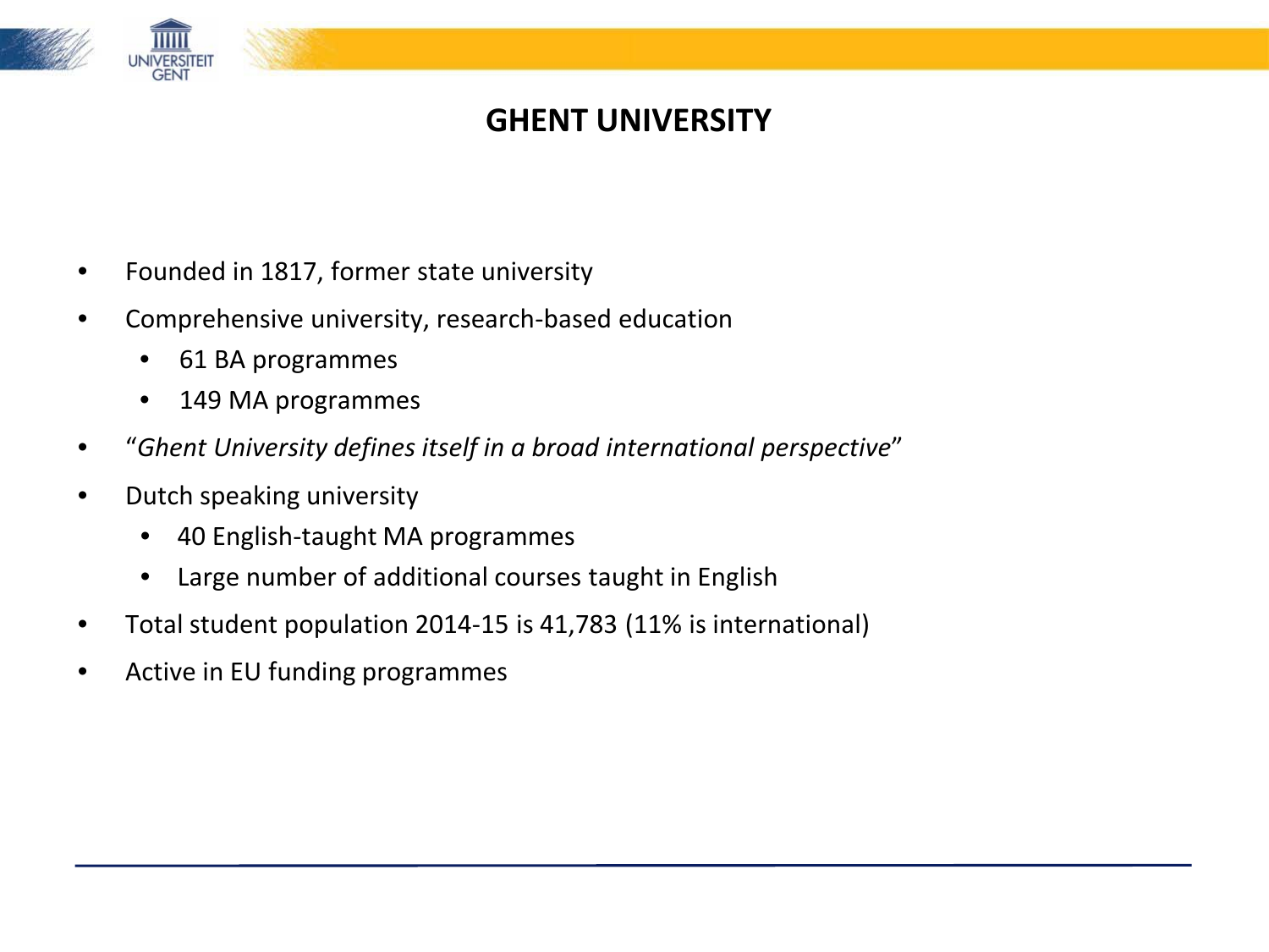# GHENT UNIVERSITY

- Founded in 1817, former state university
- Comprehensive university, research-based education
  - 61 BA programmes
  - 149 MA programmes
- "*Ghent University defines itself in a broad international perspective*"
- Dutch speaking university
  - 40 English-taught MA programmes
  - Large number of additional courses taught in English
- Total student population 2014-15 is 41,783 (11% is international)
- Active in EU funding programmes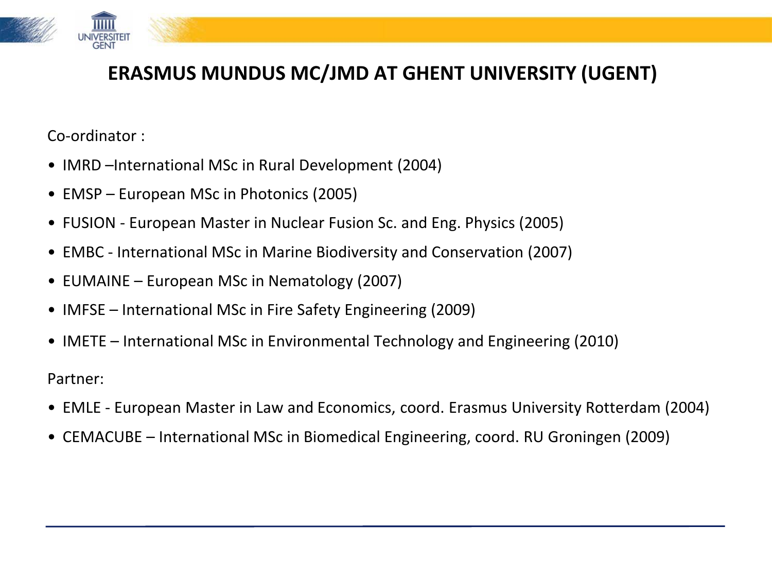# ERASMUS MUNDUS MC/JMD AT GHENT UNIVERSITY (UGENT)

Co-ordinator :

- IMRD –International MSc in Rural Development (2004)
- EMSP – European MSc in Photonics (2005)
- FUSION - European Master in Nuclear Fusion Sc. and Eng. Physics (2005)
- EMBC - International MSc in Marine Biodiversity and Conservation (2007)
- EUMAINE – European MSc in Nematology (2007)
- IMFSE – International MSc in Fire Safety Engineering (2009)
- IMETE – International MSc in Environmental Technology and Engineering (2010)

Partner:

- EMLE - European Master in Law and Economics, coord. Erasmus University Rotterdam (2004)
- CEMACUBE – International MSc in Biomedical Engineering, coord. RU Groningen (2009)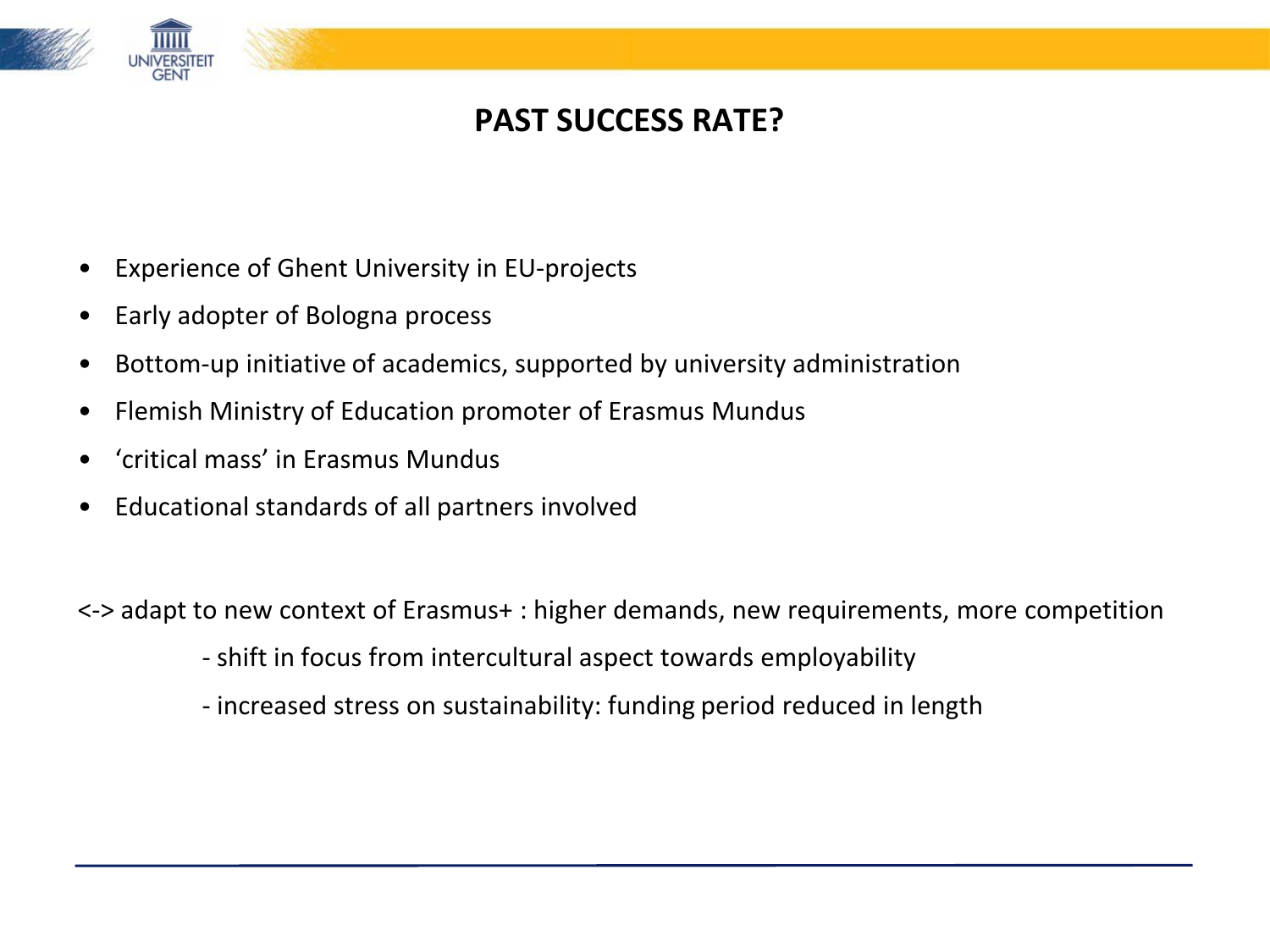# PAST SUCCESS RATE?

- Experience of Ghent University in EU-projects
- Early adopter of Bologna process
- Bottom-up initiative of academics, supported by university administration
- Flemish Ministry of Education promoter of Erasmus Mundus
- 'critical mass' in Erasmus Mundus
- Educational standards of all partners involved

<-> adapt to new context of Erasmus+ : higher demands, new requirements, more competition

- shift in focus from intercultural aspect towards employability
- increased stress on sustainability: funding period reduced in length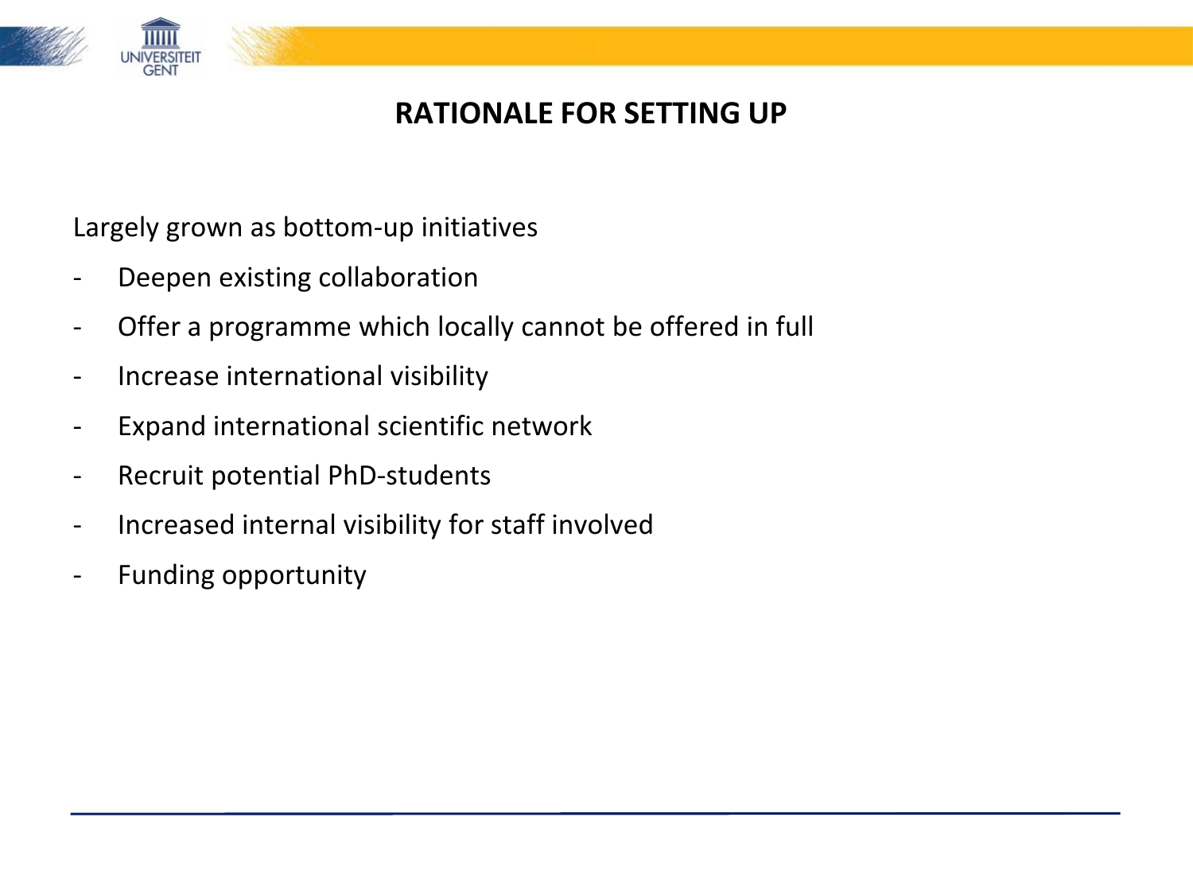# RATIONALE FOR SETTING UP

Largely grown as bottom-up initiatives

- Deepen existing collaboration
- Offer a programme which locally cannot be offered in full
- Increase international visibility
- Expand international scientific network
- Recruit potential PhD-students
- Increased internal visibility for staff involved
- Funding opportunity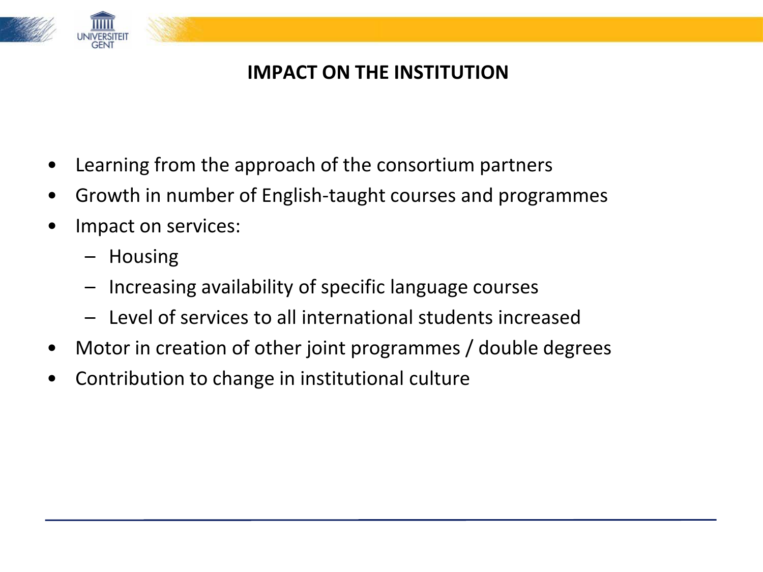# IMPACT ON THE INSTITUTION

- Learning from the approach of the consortium partners
- Growth in number of English-taught courses and programmes
- Impact on services:
  - Housing
  - Increasing availability of specific language courses
  - Level of services to all international students increased
- Motor in creation of other joint programmes / double degrees
- Contribution to change in institutional culture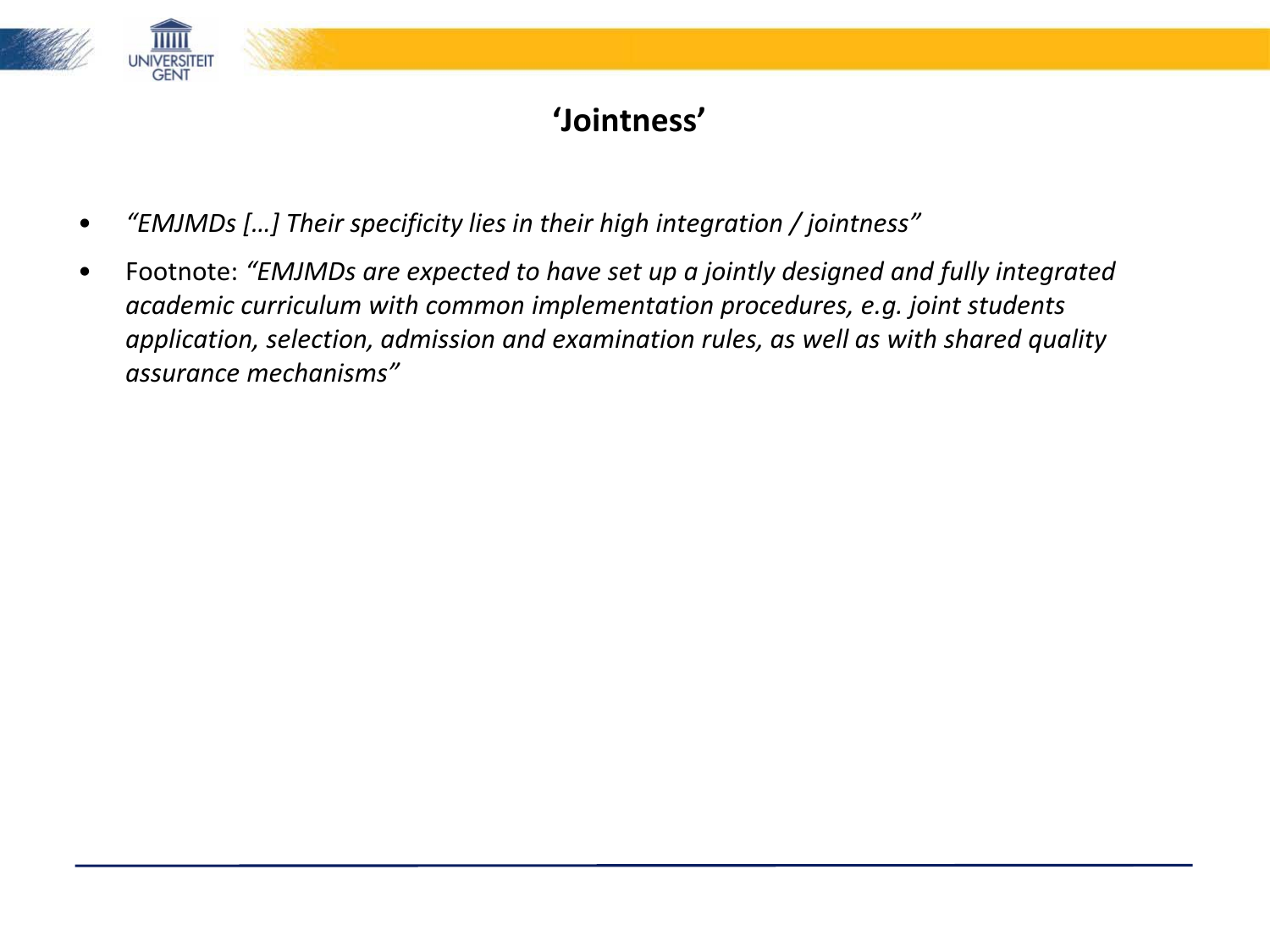# ‘Jointness’

- *“EMJMDs […] Their specificity lies in their high integration / jointness”*
- Footnote: *“EMJMDs are expected to have set up a jointly designed and fully integrated academic curriculum with common implementation procedures, e.g. joint students application, selection, admission and examination rules, as well as with shared quality assurance mechanisms”*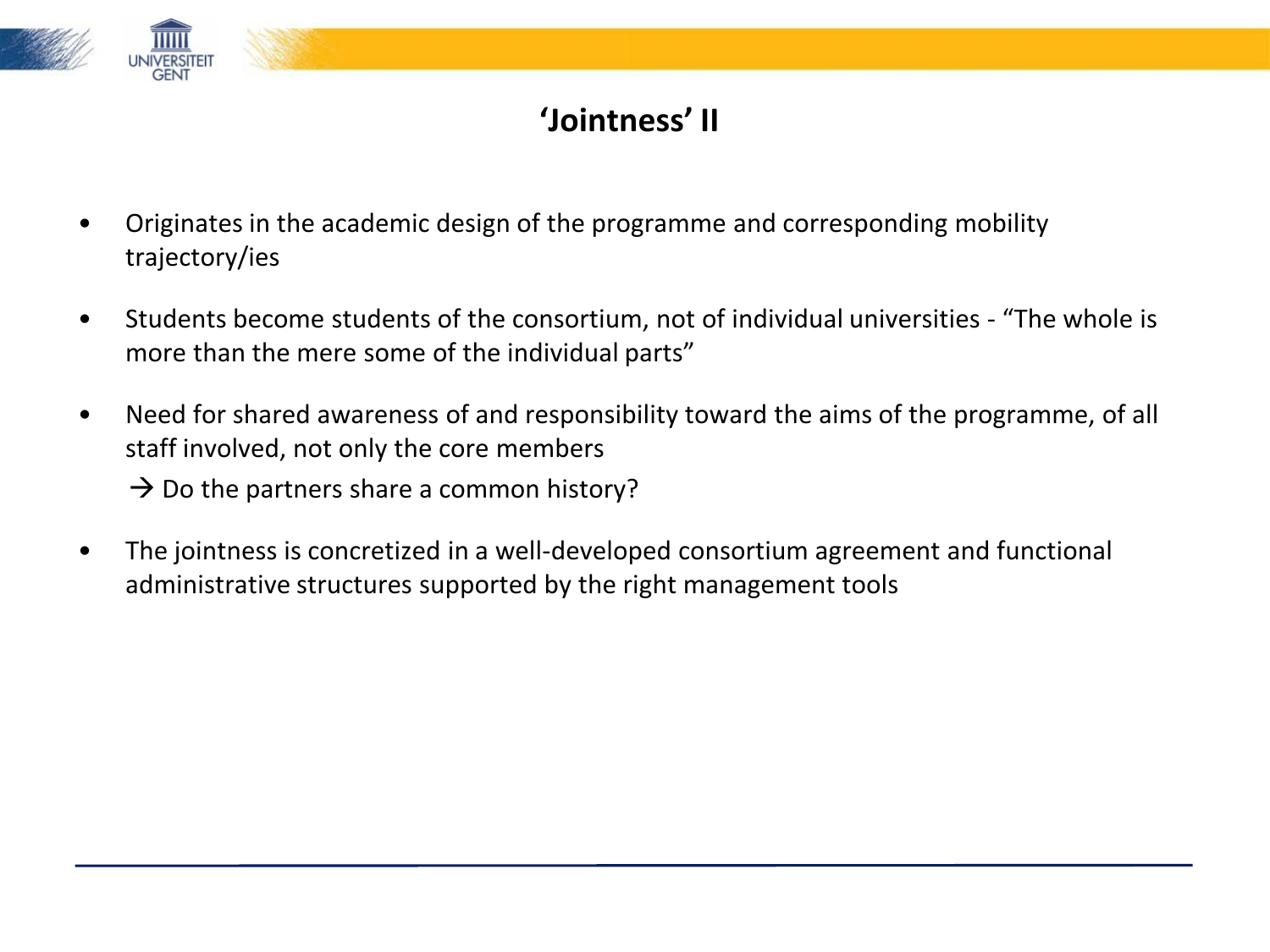# ‘Jointness’ II

- Originates in the academic design of the programme and corresponding mobility trajectory/ies
- Students become students of the consortium, not of individual universities - “The whole is more than the mere some of the individual parts”
- Need for shared awareness of and responsibility toward the aims of the programme, of all staff involved, not only the core members

  → Do the partners share a common history?
- The jointness is concretized in a well-developed consortium agreement and functional administrative structures supported by the right management tools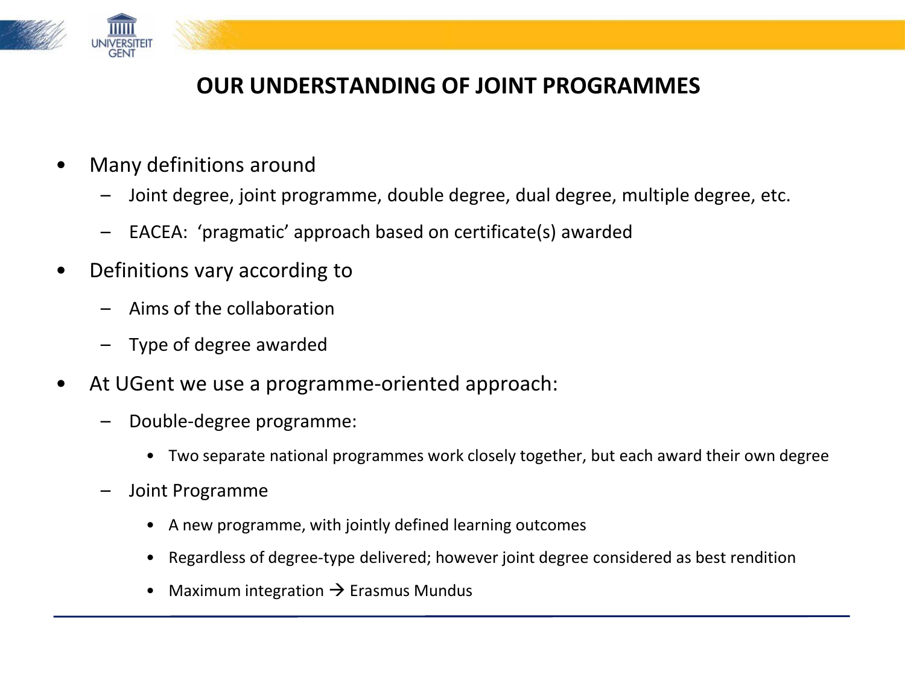# OUR UNDERSTANDING OF JOINT PROGRAMMES

- Many definitions around
  - Joint degree, joint programme, double degree, dual degree, multiple degree, etc.
  - EACEA: 'pragmatic' approach based on certificate(s) awarded
- Definitions vary according to
  - Aims of the collaboration
  - Type of degree awarded
- At UGent we use a programme-oriented approach:
  - Double-degree programme:
    - Two separate national programmes work closely together, but each award their own degree
  - Joint Programme
    - A new programme, with jointly defined learning outcomes
    - Regardless of degree-type delivered; however joint degree considered as best rendition
    - Maximum integration → Erasmus Mundus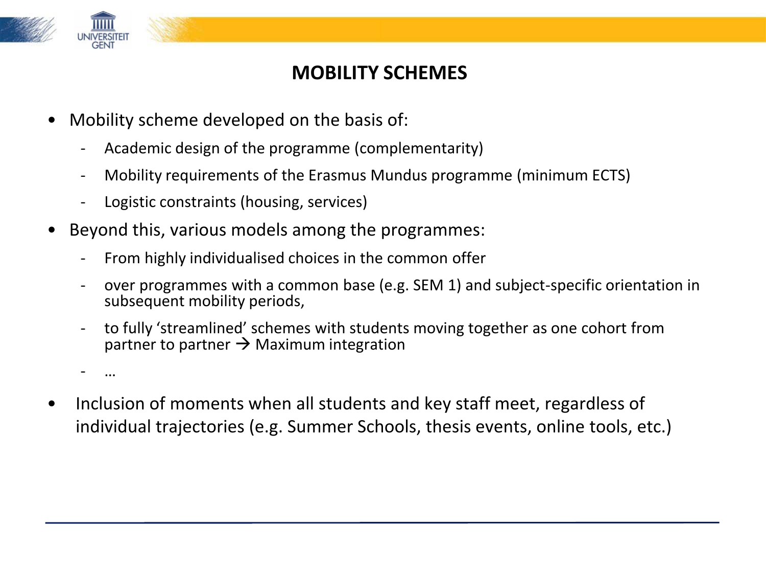# MOBILITY SCHEMES

- Mobility scheme developed on the basis of:
  - Academic design of the programme (complementarity)
  - Mobility requirements of the Erasmus Mundus programme (minimum ECTS)
  - Logistic constraints (housing, services)
- Beyond this, various models among the programmes:
  - From highly individualised choices in the common offer
  - over programmes with a common base (e.g. SEM 1) and subject-specific orientation in subsequent mobility periods,
  - to fully 'streamlined' schemes with students moving together as one cohort from partner to partner → Maximum integration
  - …
- Inclusion of moments when all students and key staff meet, regardless of individual trajectories (e.g. Summer Schools, thesis events, online tools, etc.)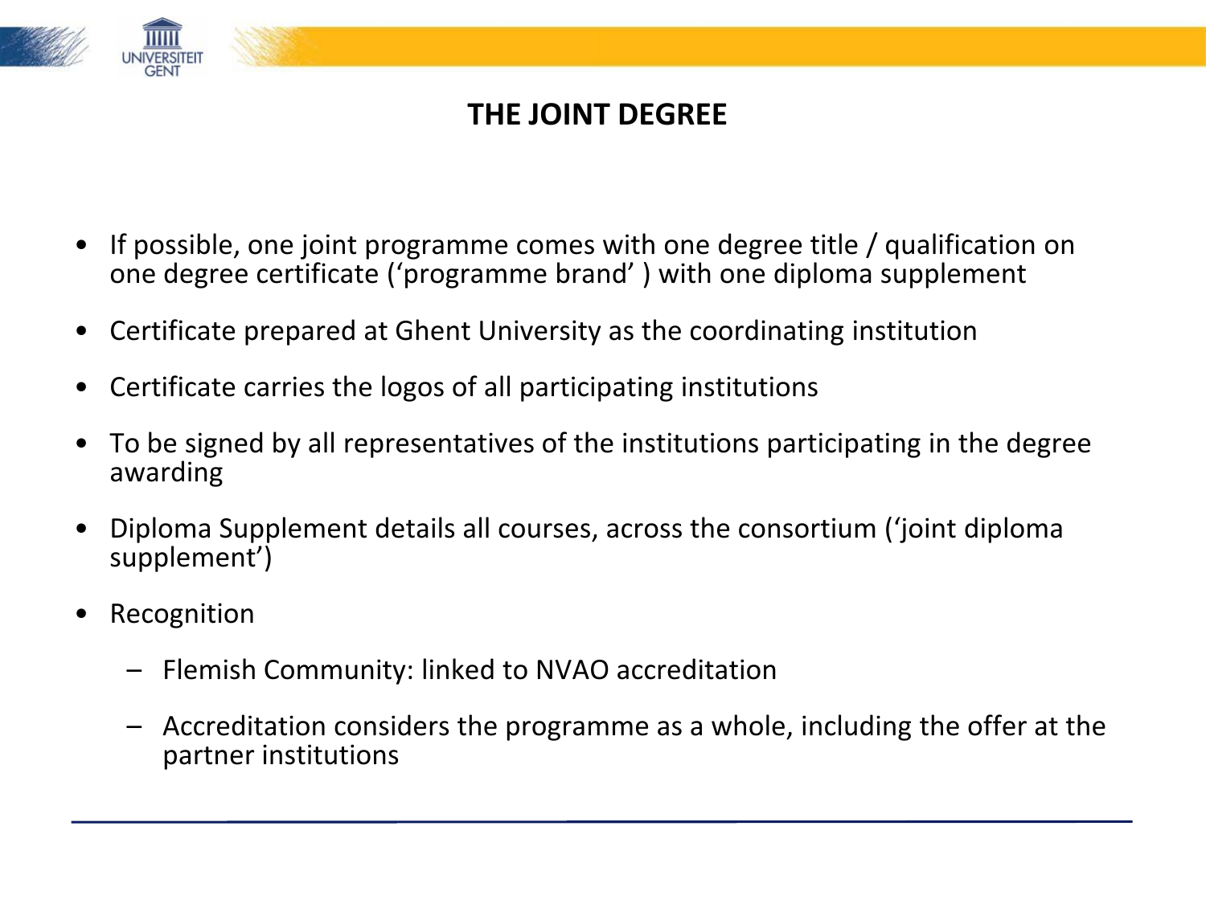# THE JOINT DEGREE

- If possible, one joint programme comes with one degree title / qualification on one degree certificate ('programme brand' ) with one diploma supplement
- Certificate prepared at Ghent University as the coordinating institution
- Certificate carries the logos of all participating institutions
- To be signed by all representatives of the institutions participating in the degree awarding
- Diploma Supplement details all courses, across the consortium ('joint diploma supplement')
- Recognition
  - Flemish Community: linked to NVAO accreditation
  - Accreditation considers the programme as a whole, including the offer at the partner institutions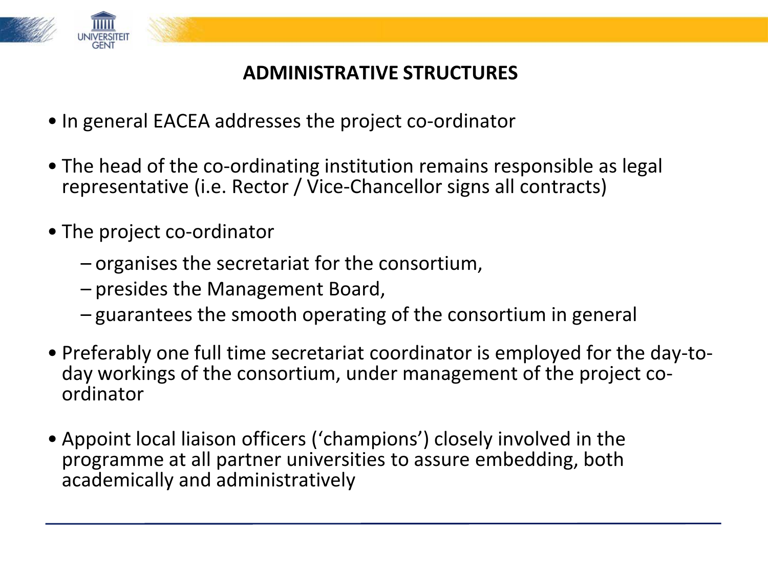# ADMINISTRATIVE STRUCTURES

- In general EACEA addresses the project co-ordinator
- The head of the co-ordinating institution remains responsible as legal representative (i.e. Rector / Vice-Chancellor signs all contracts)
- The project co-ordinator
  - organises the secretariat for the consortium,
  - presides the Management Board,
  - guarantees the smooth operating of the consortium in general
- Preferably one full time secretariat coordinator is employed for the day-to-day workings of the consortium, under management of the project co-ordinator
- Appoint local liaison officers ('champions') closely involved in the programme at all partner universities to assure embedding, both academically and administratively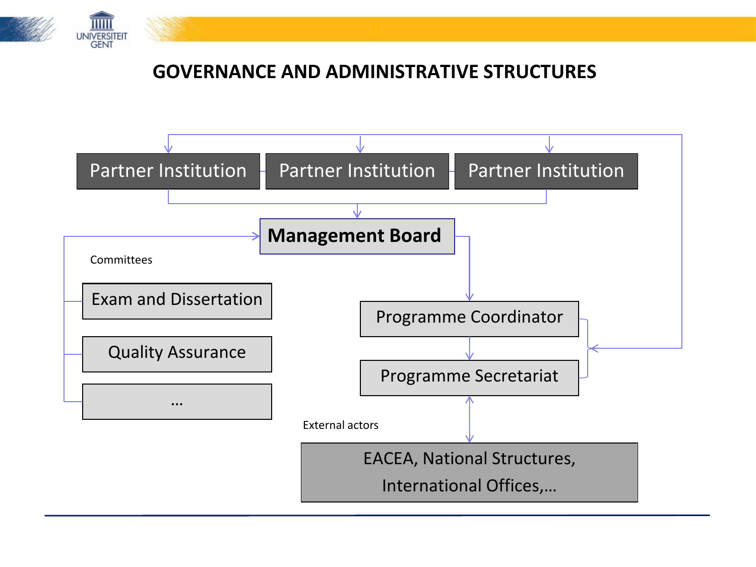# GOVERNANCE AND ADMINISTRATIVE STRUCTURES

Partner Institution

Partner Institution

Partner Institution

**Management Board**

Committees

Exam and Dissertation

Quality Assurance

…

Programme Coordinator

Programme Secretariat

External actors

EACEA, National Structures, International Offices,…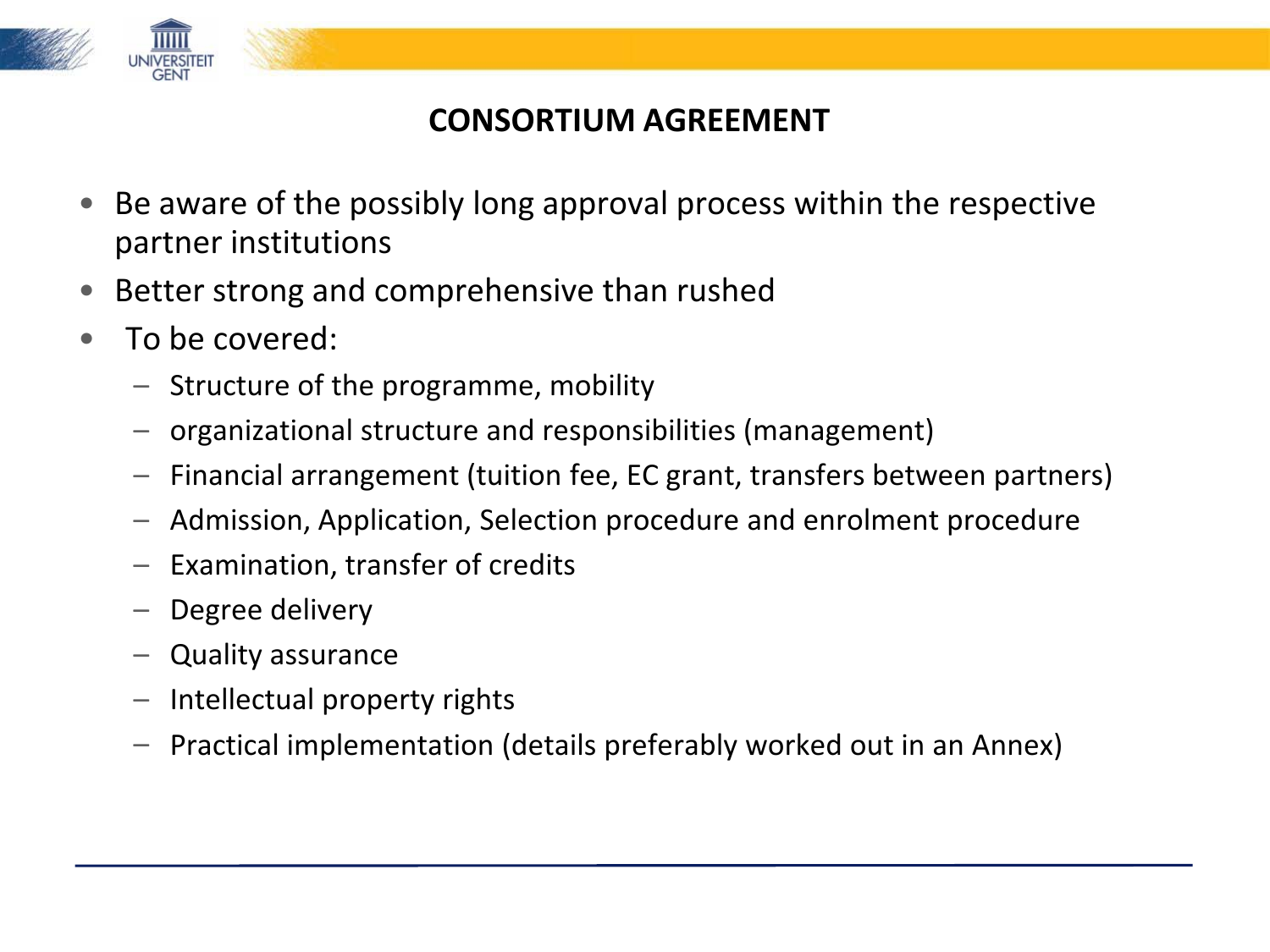# CONSORTIUM AGREEMENT

- Be aware of the possibly long approval process within the respective partner institutions
- Better strong and comprehensive than rushed
- To be covered:
  - Structure of the programme, mobility
  - organizational structure and responsibilities (management)
  - Financial arrangement (tuition fee, EC grant, transfers between partners)
  - Admission, Application, Selection procedure and enrolment procedure
  - Examination, transfer of credits
  - Degree delivery
  - Quality assurance
  - Intellectual property rights
  - Practical implementation (details preferably worked out in an Annex)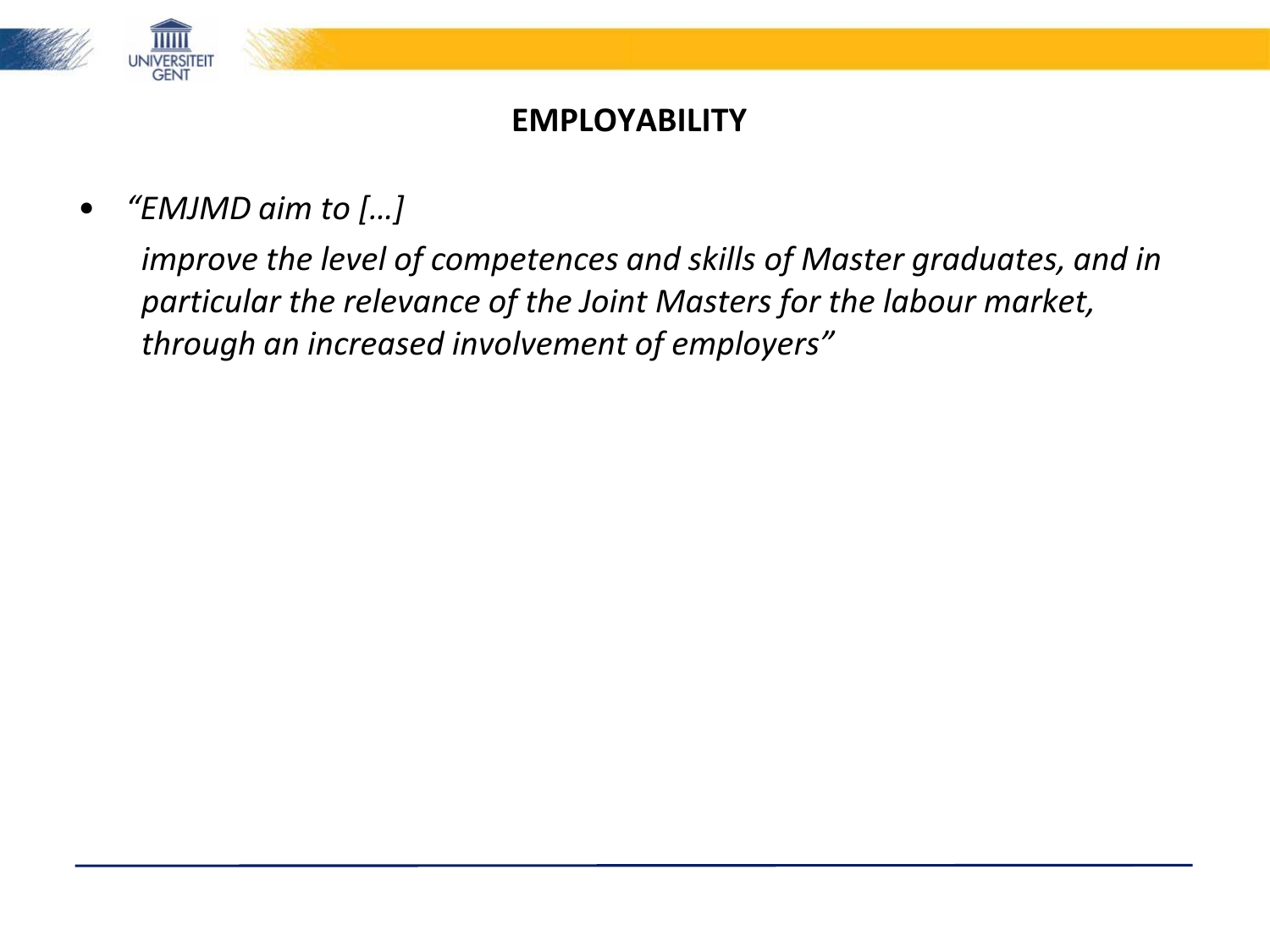# EMPLOYABILITY

- *"EMJMD aim to […]*

  *improve the level of competences and skills of Master graduates, and in particular the relevance of the Joint Masters for the labour market, through an increased involvement of employers"*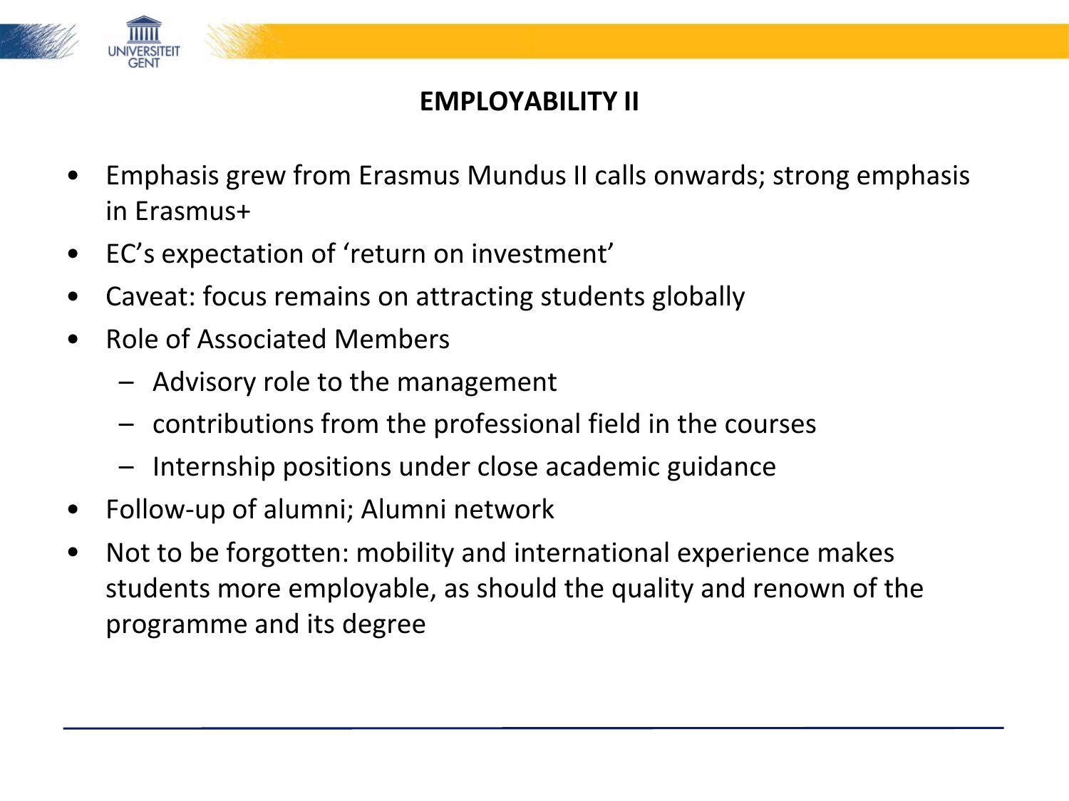# EMPLOYABILITY II

- Emphasis grew from Erasmus Mundus II calls onwards; strong emphasis in Erasmus+
- EC's expectation of 'return on investment'
- Caveat: focus remains on attracting students globally
- Role of Associated Members
  - Advisory role to the management
  - contributions from the professional field in the courses
  - Internship positions under close academic guidance
- Follow-up of alumni; Alumni network
- Not to be forgotten: mobility and international experience makes students more employable, as should the quality and renown of the programme and its degree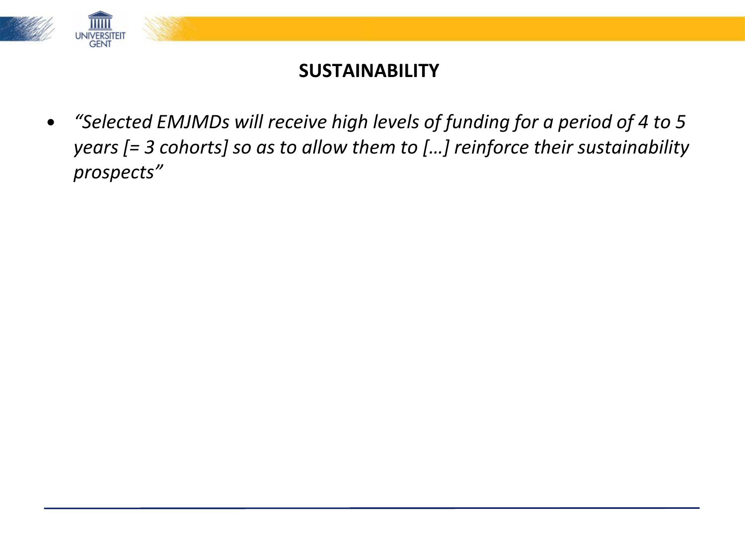# SUSTAINABILITY

- *"Selected EMJMDs will receive high levels of funding for a period of 4 to 5 years [= 3 cohorts] so as to allow them to […] reinforce their sustainability prospects"*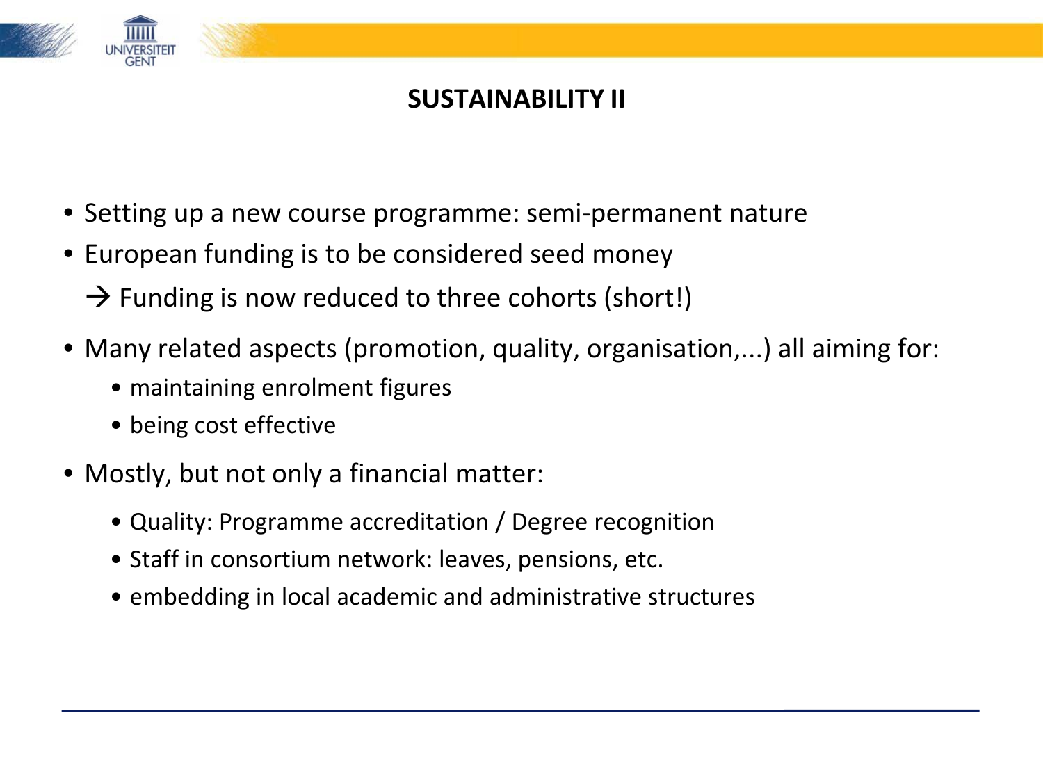# SUSTAINABILITY II

- Setting up a new course programme: semi-permanent nature
- European funding is to be considered seed money

  → Funding is now reduced to three cohorts (short!)

- Many related aspects (promotion, quality, organisation,...) all aiming for:
  - maintaining enrolment figures
  - being cost effective
- Mostly, but not only a financial matter:
  - Quality: Programme accreditation / Degree recognition
  - Staff in consortium network: leaves, pensions, etc.
  - embedding in local academic and administrative structures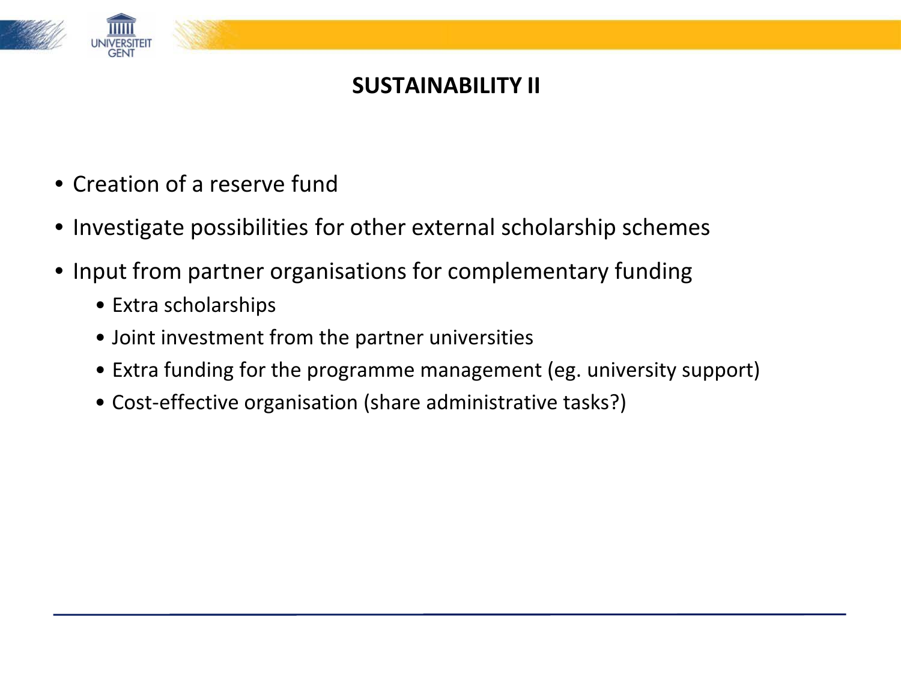# SUSTAINABILITY II

- Creation of a reserve fund
- Investigate possibilities for other external scholarship schemes
- Input from partner organisations for complementary funding
  - Extra scholarships
  - Joint investment from the partner universities
  - Extra funding for the programme management (eg. university support)
  - Cost-effective organisation (share administrative tasks?)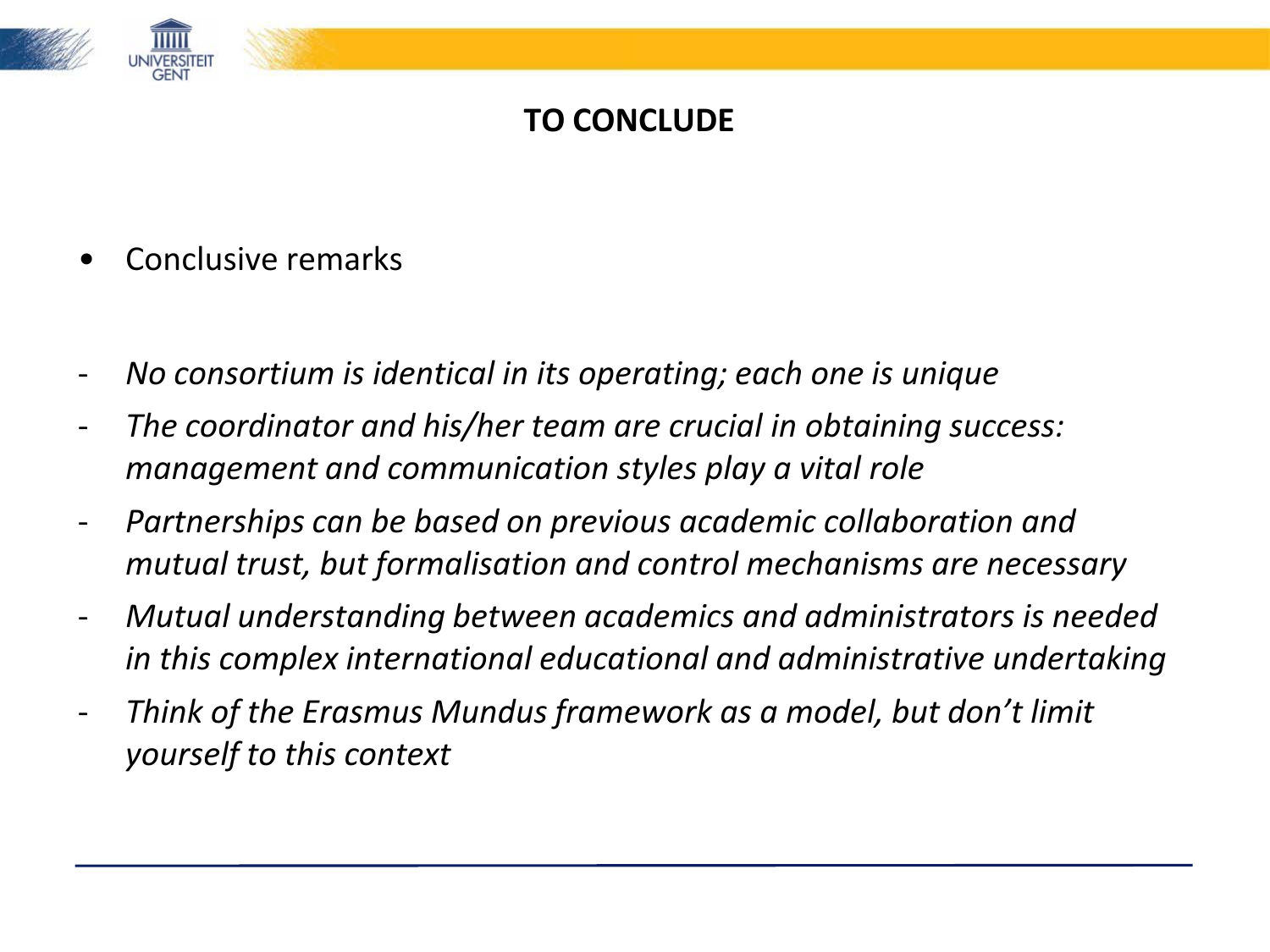# TO CONCLUDE

- Conclusive remarks

- *No consortium is identical in its operating; each one is unique*
- *The coordinator and his/her team are crucial in obtaining success: management and communication styles play a vital role*
- *Partnerships can be based on previous academic collaboration and mutual trust, but formalisation and control mechanisms are necessary*
- *Mutual understanding between academics and administrators is needed in this complex international educational and administrative undertaking*
- *Think of the Erasmus Mundus framework as a model, but don't limit yourself to this context*